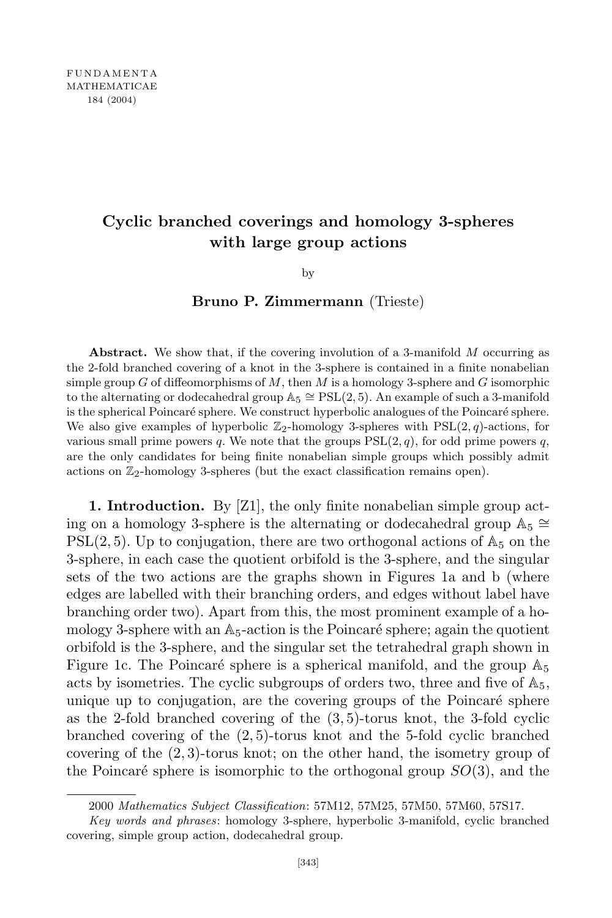# Cyclic branched coverings and homology 3-spheres with large group actions

by

**Bruno P. Zimmermann** (Trieste)

**Abstract.** We show that, if the covering involution of a 3-manifold $M$ occurring as the 2-fold branched covering of a knot in the 3-sphere is contained in a finite nonabelian simple group $G$ of diffeomorphisms of $M$, then $M$ is a homology 3-sphere and $G$ isomorphic to the alternating or dodecahedral group $\mathbb{A}_5 \cong \mathrm{PSL}(2,5)$. An example of such a 3-manifold is the spherical Poincaré sphere. We construct hyperbolic analogues of the Poincaré sphere. We also give examples of hyperbolic $\mathbb{Z}_2$-homology 3-spheres with $\mathrm{PSL}(2,q)$-actions, for various small prime powers $q$. We note that the groups $\mathrm{PSL}(2,q)$, for odd prime powers $q$, are the only candidates for being finite nonabelian simple groups which possibly admit actions on $\mathbb{Z}_2$-homology 3-spheres (but the exact classification remains open).

**1. Introduction.** By [Z1], the only finite nonabelian simple group acting on a homology 3-sphere is the alternating or dodecahedral group $\mathbb{A}_5 \cong \mathrm{PSL}(2,5)$. Up to conjugation, there are two orthogonal actions of $\mathbb{A}_5$ on the 3-sphere, in each case the quotient orbifold is the 3-sphere, and the singular sets of the two actions are the graphs shown in Figures 1a and b (where edges are labelled with their branching orders, and edges without label have branching order two). Apart from this, the most prominent example of a homology 3-sphere with an $\mathbb{A}_5$-action is the Poincaré sphere; again the quotient orbifold is the 3-sphere, and the singular set the tetrahedral graph shown in Figure 1c. The Poincaré sphere is a spherical manifold, and the group $\mathbb{A}_5$ acts by isometries. The cyclic subgroups of orders two, three and five of $\mathbb{A}_5$, unique up to conjugation, are the covering groups of the Poincaré sphere as the 2-fold branched covering of the $(3,5)$-torus knot, the 3-fold cyclic branched covering of the $(2,5)$-torus knot and the 5-fold cyclic branched covering of the $(2,3)$-torus knot; on the other hand, the isometry group of the Poincaré sphere is isomorphic to the orthogonal group $SO(3)$, and the

---

2000 *Mathematics Subject Classification*: 57M12, 57M25, 57M50, 57M60, 57S17.

*Key words and phrases*: homology 3-sphere, hyperbolic 3-manifold, cyclic branched covering, simple group action, dodecahedral group.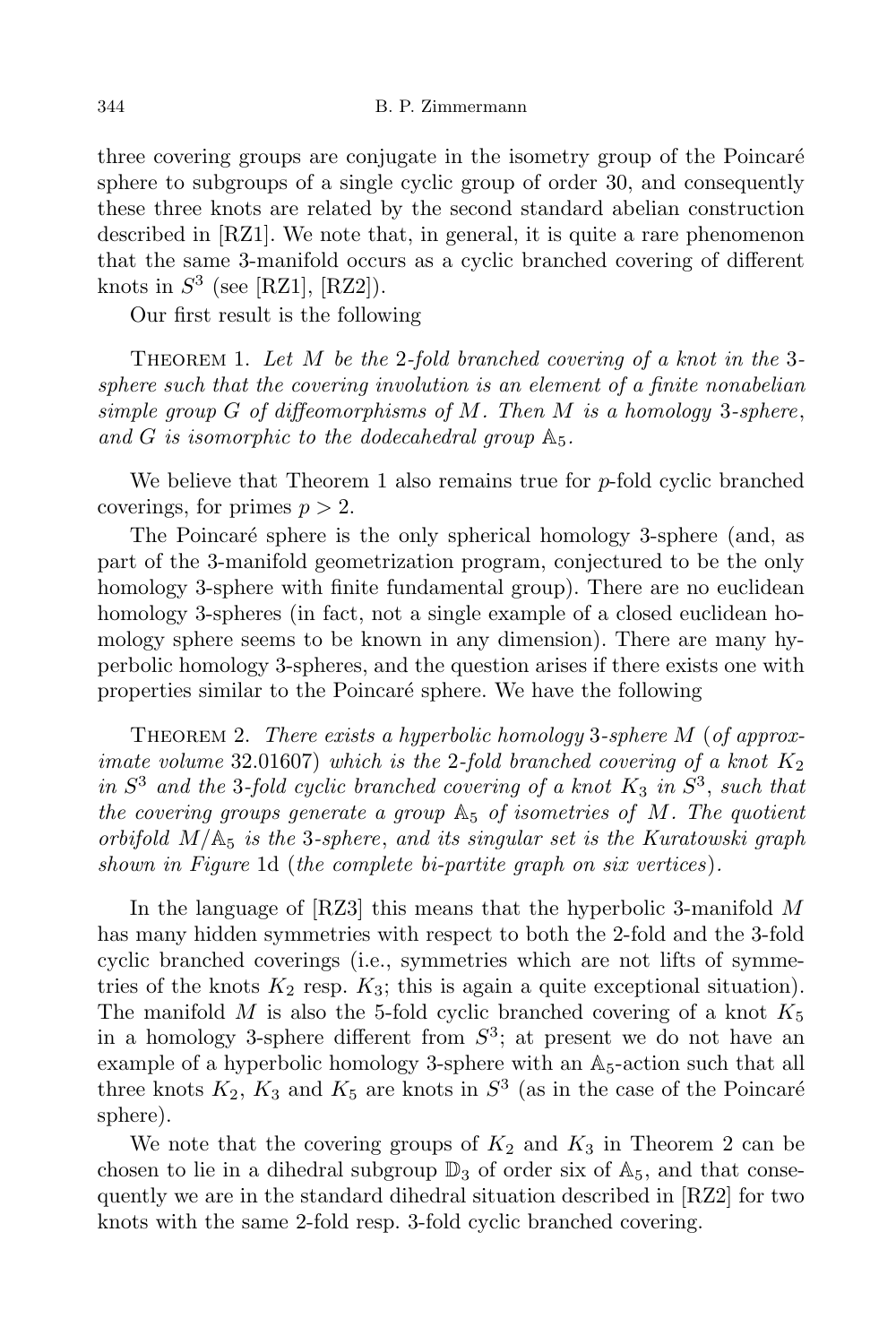three covering groups are conjugate in the isometry group of the Poincaré sphere to subgroups of a single cyclic group of order 30, and consequently these three knots are related by the second standard abelian construction described in [RZ1]. We note that, in general, it is quite a rare phenomenon that the same 3-manifold occurs as a cyclic branched covering of different knots in $S^3$ (see [RZ1], [RZ2]).

Our first result is the following

Theorem 1. *Let $M$ be the 2-fold branched covering of a knot in the 3-sphere such that the covering involution is an element of a finite nonabelian simple group $G$ of diffeomorphisms of $M$. Then $M$ is a homology 3-sphere, and $G$ is isomorphic to the dodecahedral group $\mathbb{A}_5$.*

We believe that Theorem 1 also remains true for $p$-fold cyclic branched coverings, for primes $p > 2$.

The Poincaré sphere is the only spherical homology 3-sphere (and, as part of the 3-manifold geometrization program, conjectured to be the only homology 3-sphere with finite fundamental group). There are no euclidean homology 3-spheres (in fact, not a single example of a closed euclidean homology sphere seems to be known in any dimension). There are many hyperbolic homology 3-spheres, and the question arises if there exists one with properties similar to the Poincaré sphere. We have the following

Theorem 2. *There exists a hyperbolic homology 3-sphere $M$ (of approximate volume 32.01607) which is the 2-fold branched covering of a knot $K_2$ in $S^3$ and the 3-fold cyclic branched covering of a knot $K_3$ in $S^3$, such that the covering groups generate a group $\mathbb{A}_5$ of isometries of $M$. The quotient orbifold $M/\mathbb{A}_5$ is the 3-sphere, and its singular set is the Kuratowski graph shown in Figure 1d (the complete bi-partite graph on six vertices).*

In the language of [RZ3] this means that the hyperbolic 3-manifold $M$ has many hidden symmetries with respect to both the 2-fold and the 3-fold cyclic branched coverings (i.e., symmetries which are not lifts of symmetries of the knots $K_2$ resp. $K_3$; this is again a quite exceptional situation). The manifold $M$ is also the 5-fold cyclic branched covering of a knot $K_5$ in a homology 3-sphere different from $S^3$; at present we do not have an example of a hyperbolic homology 3-sphere with an $\mathbb{A}_5$-action such that all three knots $K_2$, $K_3$ and $K_5$ are knots in $S^3$ (as in the case of the Poincaré sphere).

We note that the covering groups of $K_2$ and $K_3$ in Theorem 2 can be chosen to lie in a dihedral subgroup $\mathbb{D}_3$ of order six of $\mathbb{A}_5$, and that consequently we are in the standard dihedral situation described in [RZ2] for two knots with the same 2-fold resp. 3-fold cyclic branched covering.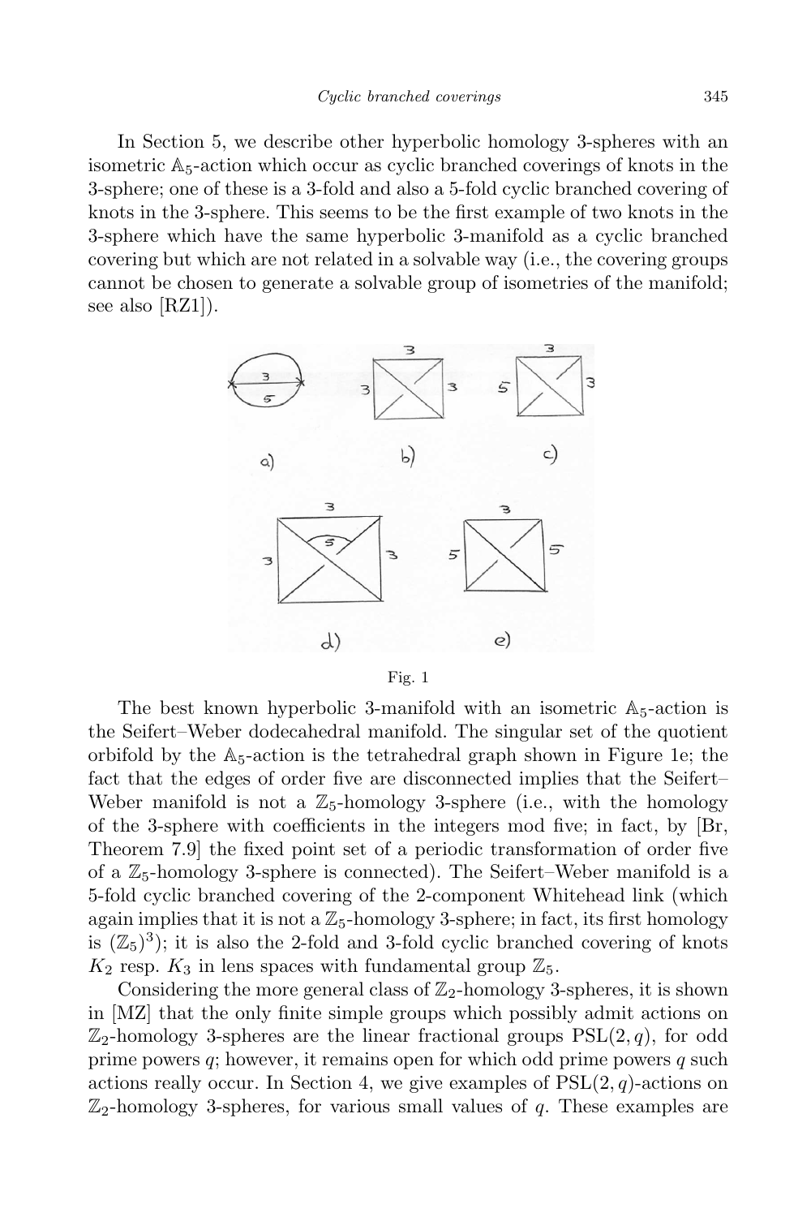In Section 5, we describe other hyperbolic homology 3-spheres with an isometric $\mathbb{A}_5$-action which occur as cyclic branched coverings of knots in the 3-sphere; one of these is a 3-fold and also a 5-fold cyclic branched covering of knots in the 3-sphere. This seems to be the first example of two knots in the 3-sphere which have the same hyperbolic 3-manifold as a cyclic branched covering but which are not related in a solvable way (i.e., the covering groups cannot be chosen to generate a solvable group of isometries of the manifold; see also [RZ1]).

Fig. 1

The best known hyperbolic 3-manifold with an isometric $\mathbb{A}_5$-action is the Seifert–Weber dodecahedral manifold. The singular set of the quotient orbifold by the $\mathbb{A}_5$-action is the tetrahedral graph shown in Figure 1e; the fact that the edges of order five are disconnected implies that the Seifert–Weber manifold is not a $\mathbb{Z}_5$-homology 3-sphere (i.e., with the homology of the 3-sphere with coefficients in the integers mod five; in fact, by [Br, Theorem 7.9] the fixed point set of a periodic transformation of order five of a $\mathbb{Z}_5$-homology 3-sphere is connected). The Seifert–Weber manifold is a 5-fold cyclic branched covering of the 2-component Whitehead link (which again implies that it is not a $\mathbb{Z}_5$-homology 3-sphere; in fact, its first homology is $(\mathbb{Z}_5)^3$); it is also the 2-fold and 3-fold cyclic branched covering of knots $K_2$ resp. $K_3$ in lens spaces with fundamental group $\mathbb{Z}_5$.

Considering the more general class of $\mathbb{Z}_2$-homology 3-spheres, it is shown in [MZ] that the only finite simple groups which possibly admit actions on $\mathbb{Z}_2$-homology 3-spheres are the linear fractional groups $\mathrm{PSL}(2,q)$, for odd prime powers $q$; however, it remains open for which odd prime powers $q$ such actions really occur. In Section 4, we give examples of $\mathrm{PSL}(2,q)$-actions on $\mathbb{Z}_2$-homology 3-spheres, for various small values of $q$. These examples are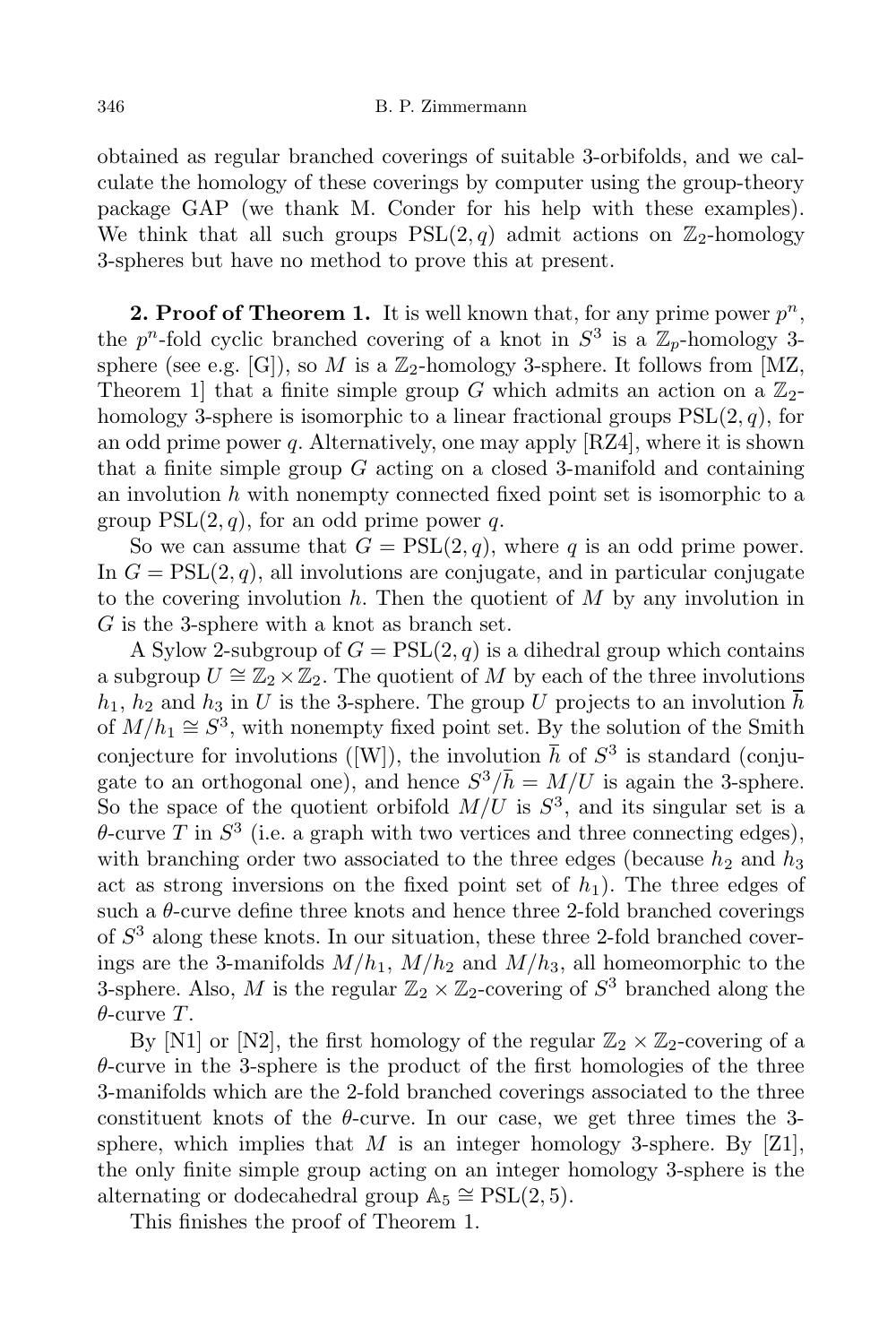obtained as regular branched coverings of suitable 3-orbifolds, and we calculate the homology of these coverings by computer using the group-theory package GAP (we thank M. Conder for his help with these examples). We think that all such groups $\mathrm{PSL}(2,q)$ admit actions on $\mathbb{Z}_2$-homology 3-spheres but have no method to prove this at present.

**2. Proof of Theorem 1.** It is well known that, for any prime power $p^n$, the $p^n$-fold cyclic branched covering of a knot in $S^3$ is a $\mathbb{Z}_p$-homology 3-sphere (see e.g. [G]), so $M$ is a $\mathbb{Z}_2$-homology 3-sphere. It follows from [MZ, Theorem 1] that a finite simple group $G$ which admits an action on a $\mathbb{Z}_2$-homology 3-sphere is isomorphic to a linear fractional groups $\mathrm{PSL}(2,q)$, for an odd prime power $q$. Alternatively, one may apply [RZ4], where it is shown that a finite simple group $G$ acting on a closed 3-manifold and containing an involution $h$ with nonempty connected fixed point set is isomorphic to a group $\mathrm{PSL}(2,q)$, for an odd prime power $q$.

So we can assume that $G = \mathrm{PSL}(2,q)$, where $q$ is an odd prime power. In $G = \mathrm{PSL}(2,q)$, all involutions are conjugate, and in particular conjugate to the covering involution $h$. Then the quotient of $M$ by any involution in $G$ is the 3-sphere with a knot as branch set.

A Sylow 2-subgroup of $G = \mathrm{PSL}(2,q)$ is a dihedral group which contains a subgroup $U \cong \mathbb{Z}_2 \times \mathbb{Z}_2$. The quotient of $M$ by each of the three involutions $h_1$, $h_2$ and $h_3$ in $U$ is the 3-sphere. The group $U$ projects to an involution $\overline{h}$ of $M/h_1 \cong S^3$, with nonempty fixed point set. By the solution of the Smith conjecture for involutions ([W]), the involution $\overline{h}$ of $S^3$ is standard (conjugate to an orthogonal one), and hence $S^3/\overline{h} = M/U$ is again the 3-sphere. So the space of the quotient orbifold $M/U$ is $S^3$, and its singular set is a $\theta$-curve $T$ in $S^3$ (i.e. a graph with two vertices and three connecting edges), with branching order two associated to the three edges (because $h_2$ and $h_3$ act as strong inversions on the fixed point set of $h_1$). The three edges of such a $\theta$-curve define three knots and hence three 2-fold branched coverings of $S^3$ along these knots. In our situation, these three 2-fold branched coverings are the 3-manifolds $M/h_1$, $M/h_2$ and $M/h_3$, all homeomorphic to the 3-sphere. Also, $M$ is the regular $\mathbb{Z}_2 \times \mathbb{Z}_2$-covering of $S^3$ branched along the $\theta$-curve $T$.

By [N1] or [N2], the first homology of the regular $\mathbb{Z}_2 \times \mathbb{Z}_2$-covering of a $\theta$-curve in the 3-sphere is the product of the first homologies of the three 3-manifolds which are the 2-fold branched coverings associated to the three constituent knots of the $\theta$-curve. In our case, we get three times the 3-sphere, which implies that $M$ is an integer homology 3-sphere. By [Z1], the only finite simple group acting on an integer homology 3-sphere is the alternating or dodecahedral group $\mathbb{A}_5 \cong \mathrm{PSL}(2,5)$.

This finishes the proof of Theorem 1.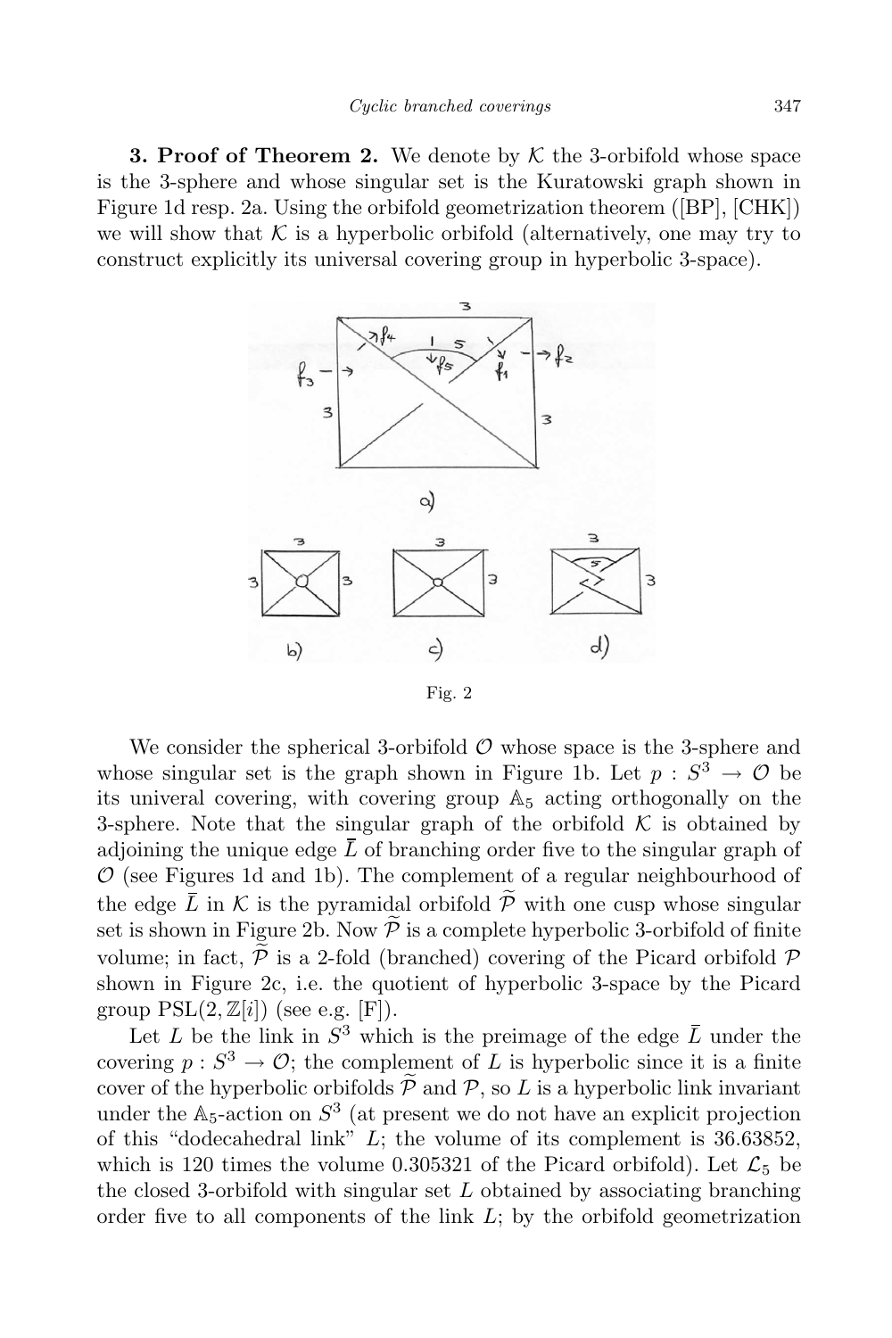**3. Proof of Theorem 2.** We denote by $\mathcal{K}$ the 3-orbifold whose space is the 3-sphere and whose singular set is the Kuratowski graph shown in Figure 1d resp. 2a. Using the orbifold geometrization theorem ([BP], [CHK]) we will show that $\mathcal{K}$ is a hyperbolic orbifold (alternatively, one may try to construct explicitly its universal covering group in hyperbolic 3-space).

Fig. 2

We consider the spherical 3-orbifold $\mathcal{O}$ whose space is the 3-sphere and whose singular set is the graph shown in Figure 1b. Let $p : S^3 \to \mathcal{O}$ be its univeral covering, with covering group $\mathbb{A}_5$ acting orthogonally on the 3-sphere. Note that the singular graph of the orbifold $\mathcal{K}$ is obtained by adjoining the unique edge $\bar{L}$ of branching order five to the singular graph of $\mathcal{O}$ (see Figures 1d and 1b). The complement of a regular neighbourhood of the edge $\bar{L}$ in $\mathcal{K}$ is the pyramidal orbifold $\widetilde{\mathcal{P}}$ with one cusp whose singular set is shown in Figure 2b. Now $\widetilde{\mathcal{P}}$ is a complete hyperbolic 3-orbifold of finite volume; in fact, $\widetilde{\mathcal{P}}$ is a 2-fold (branched) covering of the Picard orbifold $\mathcal{P}$ shown in Figure 2c, i.e. the quotient of hyperbolic 3-space by the Picard group $\mathrm{PSL}(2, \mathbb{Z}[i])$ (see e.g. [F]).

Let $L$ be the link in $S^3$ which is the preimage of the edge $\bar{L}$ under the covering $p : S^3 \to \mathcal{O}$; the complement of $L$ is hyperbolic since it is a finite cover of the hyperbolic orbifolds $\widetilde{\mathcal{P}}$ and $\mathcal{P}$, so $L$ is a hyperbolic link invariant under the $\mathbb{A}_5$-action on $S^3$ (at present we do not have an explicit projection of this "dodecahedral link" $L$; the volume of its complement is 36.63852, which is 120 times the volume 0.305321 of the Picard orbifold). Let $\mathcal{L}_5$ be the closed 3-orbifold with singular set $L$ obtained by associating branching order five to all components of the link $L$; by the orbifold geometrization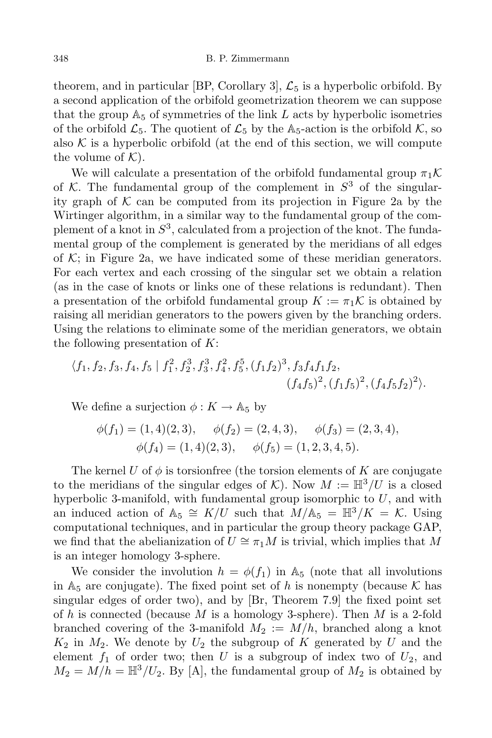theorem, and in particular [BP, Corollary 3], $\mathcal{L}_5$ is a hyperbolic orbifold. By a second application of the orbifold geometrization theorem we can suppose that the group $\mathbb{A}_5$ of symmetries of the link $L$ acts by hyperbolic isometries of the orbifold $\mathcal{L}_5$. The quotient of $\mathcal{L}_5$ by the $\mathbb{A}_5$-action is the orbifold $\mathcal{K}$, so also $\mathcal{K}$ is a hyperbolic orbifold (at the end of this section, we will compute the volume of $\mathcal{K}$).

We will calculate a presentation of the orbifold fundamental group $\pi_1\mathcal{K}$ of $\mathcal{K}$. The fundamental group of the complement in $S^3$ of the singularity graph of $\mathcal{K}$ can be computed from its projection in Figure 2a by the Wirtinger algorithm, in a similar way to the fundamental group of the complement of a knot in $S^3$, calculated from a projection of the knot. The fundamental group of the complement is generated by the meridians of all edges of $\mathcal{K}$; in Figure 2a, we have indicated some of these meridian generators. For each vertex and each crossing of the singular set we obtain a relation (as in the case of knots or links one of these relations is redundant). Then a presentation of the orbifold fundamental group $K := \pi_1\mathcal{K}$ is obtained by raising all meridian generators to the powers given by the branching orders. Using the relations to eliminate some of the meridian generators, we obtain the following presentation of $K$:

$$\langle f_1, f_2, f_3, f_4, f_5 \mid f_1^2, f_2^3, f_3^3, f_4^2, f_5^5, (f_1 f_2)^3, f_3 f_4 f_1 f_2, (f_4 f_5)^2, (f_1 f_5)^2, (f_4 f_5 f_2)^2 \rangle.$$

We define a surjection $\phi : K \to \mathbb{A}_5$ by

$$\phi(f_1) = (1,4)(2,3), \quad \phi(f_2) = (2,4,3), \quad \phi(f_3) = (2,3,4),$$
$$\phi(f_4) = (1,4)(2,3), \quad \phi(f_5) = (1,2,3,4,5).$$

The kernel $U$ of $\phi$ is torsionfree (the torsion elements of $K$ are conjugate to the meridians of the singular edges of $\mathcal{K}$). Now $M := \mathbb{H}^3/U$ is a closed hyperbolic 3-manifold, with fundamental group isomorphic to $U$, and with an induced action of $\mathbb{A}_5 \cong K/U$ such that $M/\mathbb{A}_5 = \mathbb{H}^3/K = \mathcal{K}$. Using computational techniques, and in particular the group theory package GAP, we find that the abelianization of $U \cong \pi_1 M$ is trivial, which implies that $M$ is an integer homology 3-sphere.

We consider the involution $h = \phi(f_1)$ in $\mathbb{A}_5$ (note that all involutions in $\mathbb{A}_5$ are conjugate). The fixed point set of $h$ is nonempty (because $\mathcal{K}$ has singular edges of order two), and by [Br, Theorem 7.9] the fixed point set of $h$ is connected (because $M$ is a homology 3-sphere). Then $M$ is a 2-fold branched covering of the 3-manifold $M_2 := M/h$, branched along a knot $K_2$ in $M_2$. We denote by $U_2$ the subgroup of $K$ generated by $U$ and the element $f_1$ of order two; then $U$ is a subgroup of index two of $U_2$, and $M_2 = M/h = \mathbb{H}^3/U_2$. By [A], the fundamental group of $M_2$ is obtained by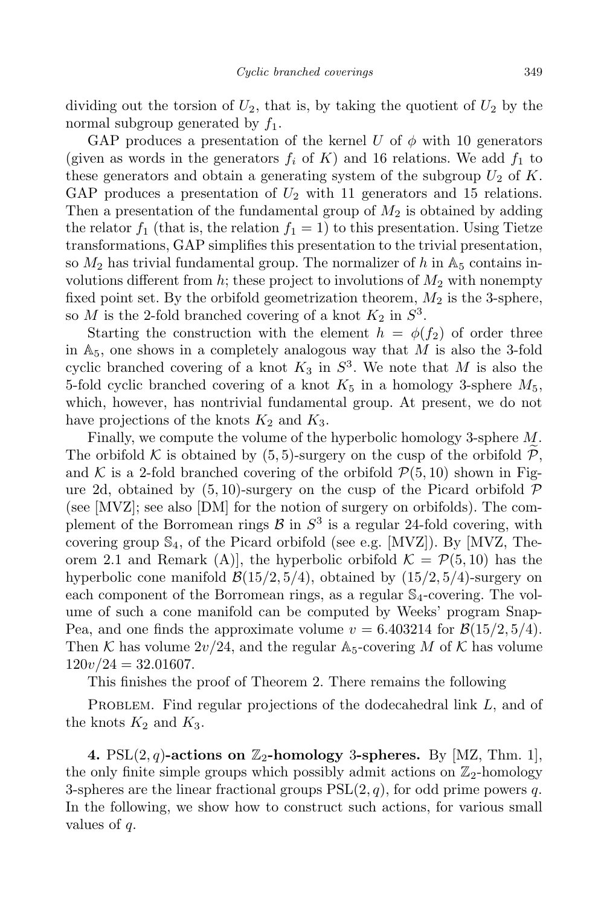dividing out the torsion of $U_2$, that is, by taking the quotient of $U_2$ by the normal subgroup generated by $f_1$.

GAP produces a presentation of the kernel $U$ of $\phi$ with 10 generators (given as words in the generators $f_i$ of $K$) and 16 relations. We add $f_1$ to these generators and obtain a generating system of the subgroup $U_2$ of $K$. GAP produces a presentation of $U_2$ with 11 generators and 15 relations. Then a presentation of the fundamental group of $M_2$ is obtained by adding the relator $f_1$ (that is, the relation $f_1 = 1$) to this presentation. Using Tietze transformations, GAP simplifies this presentation to the trivial presentation, so $M_2$ has trivial fundamental group. The normalizer of $h$ in $\mathbb{A}_5$ contains involutions different from $h$; these project to involutions of $M_2$ with nonempty fixed point set. By the orbifold geometrization theorem, $M_2$ is the 3-sphere, so $M$ is the 2-fold branched covering of a knot $K_2$ in $S^3$.

Starting the construction with the element $h = \phi(f_2)$ of order three in $\mathbb{A}_5$, one shows in a completely analogous way that $M$ is also the 3-fold cyclic branched covering of a knot $K_3$ in $S^3$. We note that $M$ is also the 5-fold cyclic branched covering of a knot $K_5$ in a homology 3-sphere $M_5$, which, however, has nontrivial fundamental group. At present, we do not have projections of the knots $K_2$ and $K_3$.

Finally, we compute the volume of the hyperbolic homology 3-sphere $M$. The orbifold $\mathcal{K}$ is obtained by $(5,5)$-surgery on the cusp of the orbifold $\widetilde{\mathcal{P}}$, and $\mathcal{K}$ is a 2-fold branched covering of the orbifold $\mathcal{P}(5,10)$ shown in Figure 2d, obtained by $(5,10)$-surgery on the cusp of the Picard orbifold $\mathcal{P}$ (see [MVZ]; see also [DM] for the notion of surgery on orbifolds). The complement of the Borromean rings $\mathcal{B}$ in $S^3$ is a regular 24-fold covering, with covering group $\mathbb{S}_4$, of the Picard orbifold (see e.g. [MVZ]). By [MVZ, Theorem 2.1 and Remark (A)], the hyperbolic orbifold $\mathcal{K} = \mathcal{P}(5,10)$ has the hyperbolic cone manifold $\mathcal{B}(15/2, 5/4)$, obtained by $(15/2, 5/4)$-surgery on each component of the Borromean rings, as a regular $\mathbb{S}_4$-covering. The volume of such a cone manifold can be computed by Weeks' program SnapPea, and one finds the approximate volume $v = 6.403214$ for $\mathcal{B}(15/2, 5/4)$. Then $\mathcal{K}$ has volume $2v/24$, and the regular $\mathbb{A}_5$-covering $M$ of $\mathcal{K}$ has volume $120v/24 = 32.01607$.

This finishes the proof of Theorem 2. There remains the following

Problem. Find regular projections of the dodecahedral link $L$, and of the knots $K_2$ and $K_3$.

**4. $\mathrm{PSL}(2,q)$-actions on $\mathbb{Z}_2$-homology 3-spheres.** By [MZ, Thm. 1], the only finite simple groups which possibly admit actions on $\mathbb{Z}_2$-homology 3-spheres are the linear fractional groups $\mathrm{PSL}(2,q)$, for odd prime powers $q$. In the following, we show how to construct such actions, for various small values of $q$.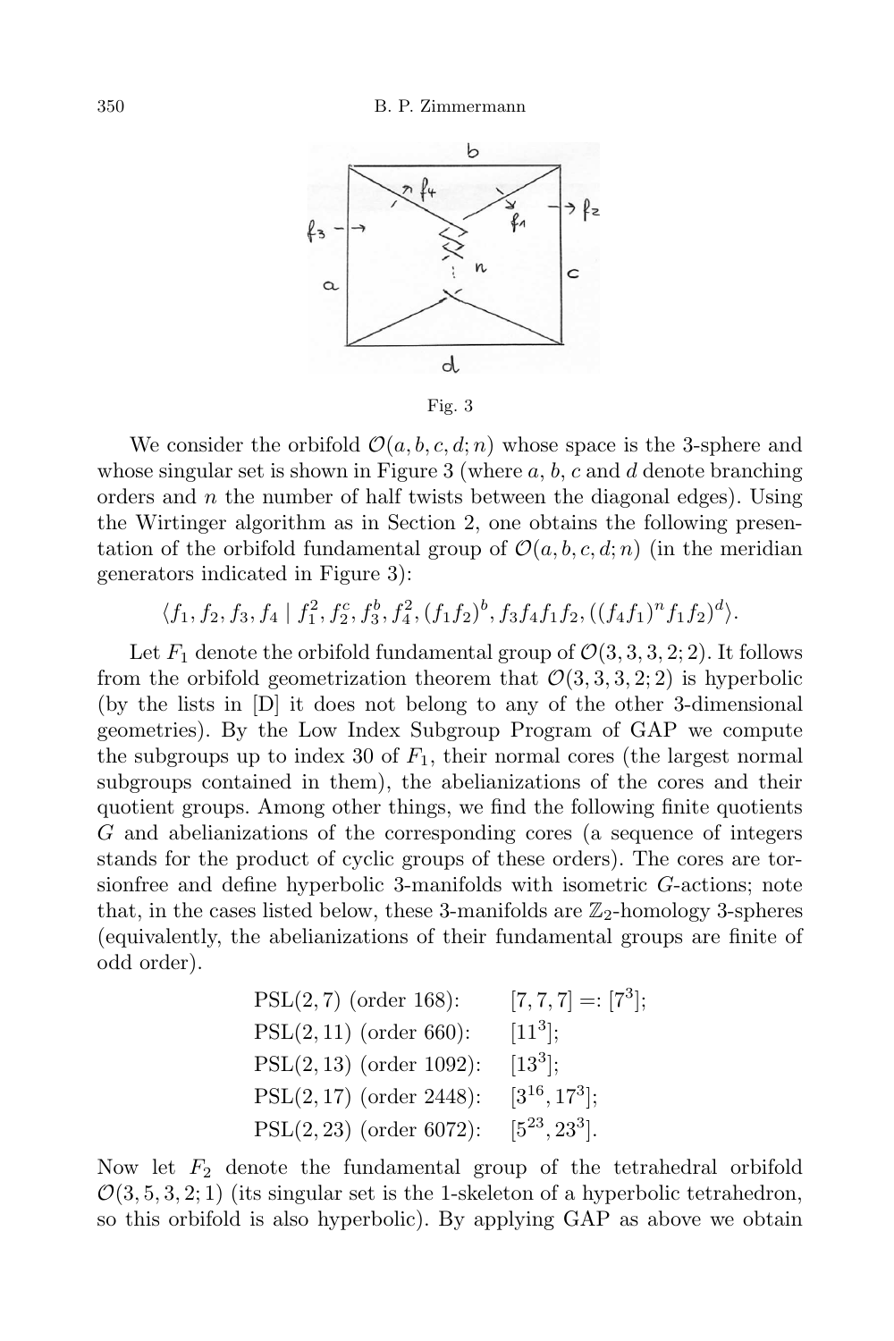Fig. 3

We consider the orbifold $\mathcal{O}(a,b,c,d;n)$ whose space is the 3-sphere and whose singular set is shown in Figure 3 (where $a$, $b$, $c$ and $d$ denote branching orders and $n$ the number of half twists between the diagonal edges). Using the Wirtinger algorithm as in Section 2, one obtains the following presentation of the orbifold fundamental group of $\mathcal{O}(a,b,c,d;n)$ (in the meridian generators indicated in Figure 3):

$$\langle f_1, f_2, f_3, f_4 \mid f_1^2, f_2^c, f_3^b, f_4^2, (f_1f_2)^b, f_3f_4f_1f_2, ((f_4f_1)^n f_1f_2)^d \rangle.$$

Let $F_1$ denote the orbifold fundamental group of $\mathcal{O}(3,3,3,2;2)$. It follows from the orbifold geometrization theorem that $\mathcal{O}(3,3,3,2;2)$ is hyperbolic (by the lists in [D] it does not belong to any of the other 3-dimensional geometries). By the Low Index Subgroup Program of GAP we compute the subgroups up to index 30 of $F_1$, their normal cores (the largest normal subgroups contained in them), the abelianizations of the cores and their quotient groups. Among other things, we find the following finite quotients $G$ and abelianizations of the corresponding cores (a sequence of integers stands for the product of cyclic groups of these orders). The cores are torsionfree and define hyperbolic 3-manifolds with isometric $G$-actions; note that, in the cases listed below, these 3-manifolds are $\mathbb{Z}_2$-homology 3-spheres (equivalently, the abelianizations of their fundamental groups are finite of odd order).

| | |
|---|---|
| $\mathrm{PSL}(2,7)$ (order 168): | $[7,7,7] =: [7^3]$; |
| $\mathrm{PSL}(2,11)$ (order 660): | $[11^3]$; |
| $\mathrm{PSL}(2,13)$ (order 1092): | $[13^3]$; |
| $\mathrm{PSL}(2,17)$ (order 2448): | $[3^{16}, 17^3]$; |
| $\mathrm{PSL}(2,23)$ (order 6072): | $[5^{23}, 23^3]$. |

Now let $F_2$ denote the fundamental group of the tetrahedral orbifold $\mathcal{O}(3,5,3,2;1)$ (its singular set is the 1-skeleton of a hyperbolic tetrahedron, so this orbifold is also hyperbolic). By applying GAP as above we obtain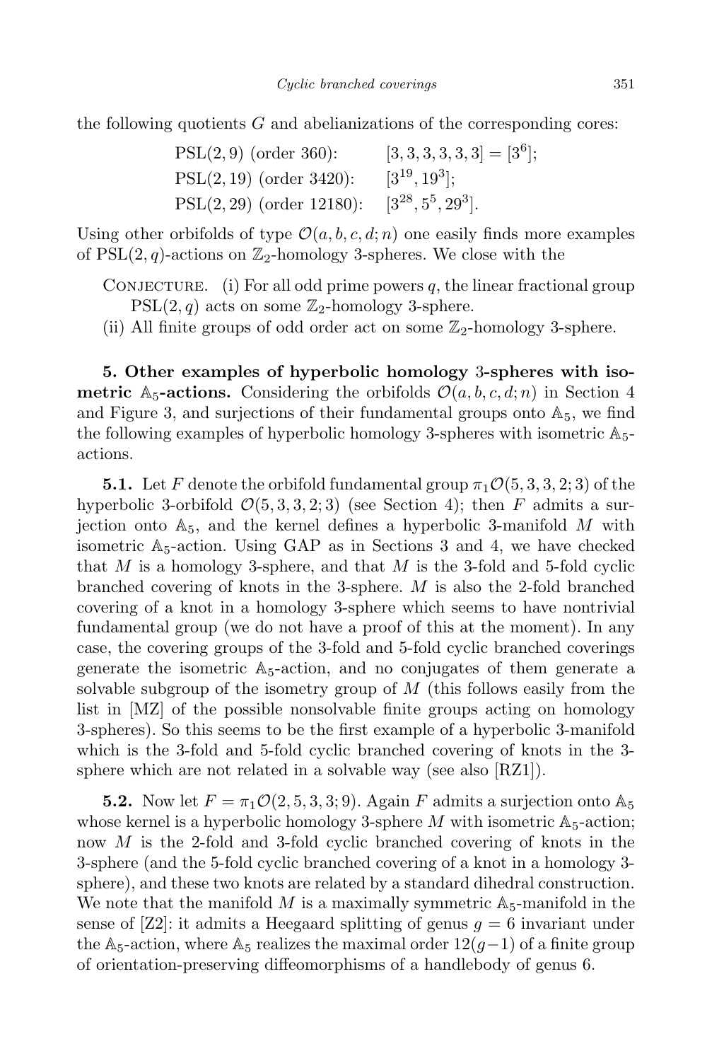the following quotients $G$ and abelianizations of the corresponding cores:

| | |
|---|---|
| $\mathrm{PSL}(2,9)$ (order 360): | $[3,3,3,3,3,3] = [3^6]$; |
| $\mathrm{PSL}(2,19)$ (order 3420): | $[3^{19}, 19^3]$; |
| $\mathrm{PSL}(2,29)$ (order 12180): | $[3^{28}, 5^5, 29^3]$. |

Using other orbifolds of type $\mathcal{O}(a,b,c,d;n)$ one easily finds more examples of $\mathrm{PSL}(2,q)$-actions on $\mathbb{Z}_2$-homology 3-spheres. We close with the

Conjecture. (i) For all odd prime powers $q$, the linear fractional group $\mathrm{PSL}(2,q)$ acts on some $\mathbb{Z}_2$-homology 3-sphere.

(ii) All finite groups of odd order act on some $\mathbb{Z}_2$-homology 3-sphere.

**5. Other examples of hyperbolic homology 3-spheres with isometric $\mathbb{A}_5$-actions.** Considering the orbifolds $\mathcal{O}(a,b,c,d;n)$ in Section 4 and Figure 3, and surjections of their fundamental groups onto $\mathbb{A}_5$, we find the following examples of hyperbolic homology 3-spheres with isometric $\mathbb{A}_5$-actions.

**5.1.** Let $F$ denote the orbifold fundamental group $\pi_1\mathcal{O}(5,3,3,2;3)$ of the hyperbolic 3-orbifold $\mathcal{O}(5,3,3,2;3)$ (see Section 4); then $F$ admits a surjection onto $\mathbb{A}_5$, and the kernel defines a hyperbolic 3-manifold $M$ with isometric $\mathbb{A}_5$-action. Using GAP as in Sections 3 and 4, we have checked that $M$ is a homology 3-sphere, and that $M$ is the 3-fold and 5-fold cyclic branched covering of knots in the 3-sphere. $M$ is also the 2-fold branched covering of a knot in a homology 3-sphere which seems to have nontrivial fundamental group (we do not have a proof of this at the moment). In any case, the covering groups of the 3-fold and 5-fold cyclic branched coverings generate the isometric $\mathbb{A}_5$-action, and no conjugates of them generate a solvable subgroup of the isometry group of $M$ (this follows easily from the list in [MZ] of the possible nonsolvable finite groups acting on homology 3-spheres). So this seems to be the first example of a hyperbolic 3-manifold which is the 3-fold and 5-fold cyclic branched covering of knots in the 3-sphere which are not related in a solvable way (see also [RZ1]).

**5.2.** Now let $F = \pi_1\mathcal{O}(2,5,3,3;9)$. Again $F$ admits a surjection onto $\mathbb{A}_5$ whose kernel is a hyperbolic homology 3-sphere $M$ with isometric $\mathbb{A}_5$-action; now $M$ is the 2-fold and 3-fold cyclic branched covering of knots in the 3-sphere (and the 5-fold cyclic branched covering of a knot in a homology 3-sphere), and these two knots are related by a standard dihedral construction. We note that the manifold $M$ is a maximally symmetric $\mathbb{A}_5$-manifold in the sense of [Z2]: it admits a Heegaard splitting of genus $g = 6$ invariant under the $\mathbb{A}_5$-action, where $\mathbb{A}_5$ realizes the maximal order $12(g-1)$ of a finite group of orientation-preserving diffeomorphisms of a handlebody of genus 6.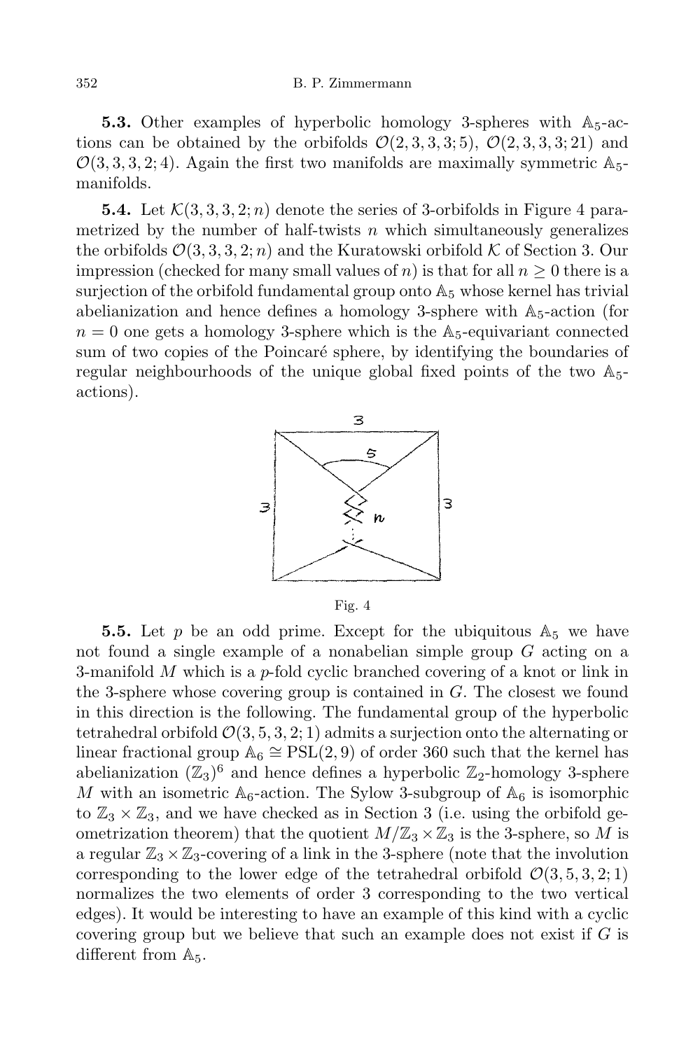**5.3.** Other examples of hyperbolic homology 3-spheres with $\mathbb{A}_5$-actions can be obtained by the orbifolds $\mathcal{O}(2,3,3,3;5)$, $\mathcal{O}(2,3,3,3;21)$ and $\mathcal{O}(3,3,3,2;4)$. Again the first two manifolds are maximally symmetric $\mathbb{A}_5$-manifolds.

**5.4.** Let $\mathcal{K}(3,3,3,2;n)$ denote the series of 3-orbifolds in Figure 4 parametrized by the number of half-twists $n$ which simultaneously generalizes the orbifolds $\mathcal{O}(3,3,3,2;n)$ and the Kuratowski orbifold $\mathcal{K}$ of Section 3. Our impression (checked for many small values of $n$) is that for all $n \geq 0$ there is a surjection of the orbifold fundamental group onto $\mathbb{A}_5$ whose kernel has trivial abelianization and hence defines a homology 3-sphere with $\mathbb{A}_5$-action (for $n = 0$ one gets a homology 3-sphere which is the $\mathbb{A}_5$-equivariant connected sum of two copies of the Poincaré sphere, by identifying the boundaries of regular neighbourhoods of the unique global fixed points of the two $\mathbb{A}_5$-actions).

Fig. 4

**5.5.** Let $p$ be an odd prime. Except for the ubiquitous $\mathbb{A}_5$ we have not found a single example of a nonabelian simple group $G$ acting on a 3-manifold $M$ which is a $p$-fold cyclic branched covering of a knot or link in the 3-sphere whose covering group is contained in $G$. The closest we found in this direction is the following. The fundamental group of the hyperbolic tetrahedral orbifold $\mathcal{O}(3,5,3,2;1)$ admits a surjection onto the alternating or linear fractional group $\mathbb{A}_6 \cong \mathrm{PSL}(2,9)$ of order 360 such that the kernel has abelianization $(\mathbb{Z}_3)^6$ and hence defines a hyperbolic $\mathbb{Z}_2$-homology 3-sphere $M$ with an isometric $\mathbb{A}_6$-action. The Sylow 3-subgroup of $\mathbb{A}_6$ is isomorphic to $\mathbb{Z}_3 \times \mathbb{Z}_3$, and we have checked as in Section 3 (i.e. using the orbifold geometrization theorem) that the quotient $M/\mathbb{Z}_3 \times \mathbb{Z}_3$ is the 3-sphere, so $M$ is a regular $\mathbb{Z}_3 \times \mathbb{Z}_3$-covering of a link in the 3-sphere (note that the involution corresponding to the lower edge of the tetrahedral orbifold $\mathcal{O}(3,5,3,2;1)$ normalizes the two elements of order 3 corresponding to the two vertical edges). It would be interesting to have an example of this kind with a cyclic covering group but we believe that such an example does not exist if $G$ is different from $\mathbb{A}_5$.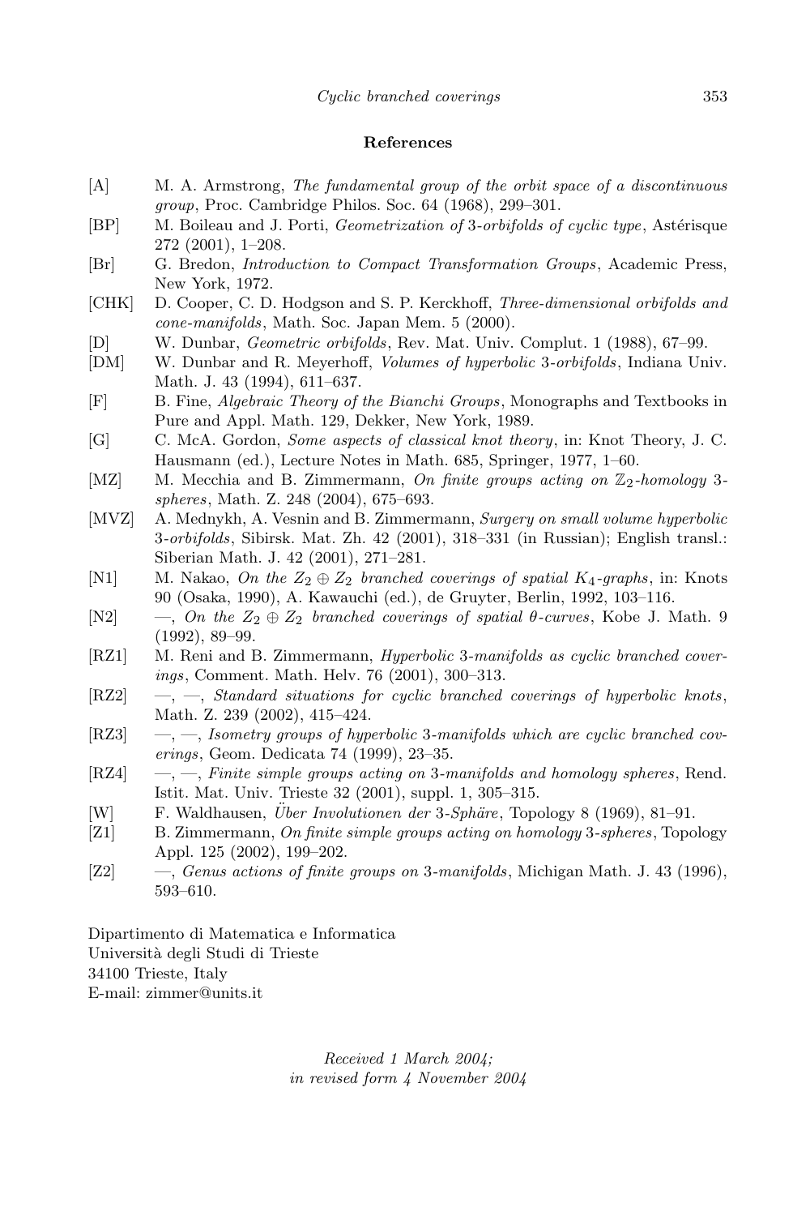## References

[A] M. A. Armstrong, *The fundamental group of the orbit space of a discontinuous group*, Proc. Cambridge Philos. Soc. 64 (1968), 299–301.

[BP] M. Boileau and J. Porti, *Geometrization of 3-orbifolds of cyclic type*, Astérisque 272 (2001), 1–208.

[Br] G. Bredon, *Introduction to Compact Transformation Groups*, Academic Press, New York, 1972.

[CHK] D. Cooper, C. D. Hodgson and S. P. Kerckhoff, *Three-dimensional orbifolds and cone-manifolds*, Math. Soc. Japan Mem. 5 (2000).

[D] W. Dunbar, *Geometric orbifolds*, Rev. Mat. Univ. Complut. 1 (1988), 67–99.

[DM] W. Dunbar and R. Meyerhoff, *Volumes of hyperbolic 3-orbifolds*, Indiana Univ. Math. J. 43 (1994), 611–637.

[F] B. Fine, *Algebraic Theory of the Bianchi Groups*, Monographs and Textbooks in Pure and Appl. Math. 129, Dekker, New York, 1989.

[G] C. McA. Gordon, *Some aspects of classical knot theory*, in: Knot Theory, J. C. Hausmann (ed.), Lecture Notes in Math. 685, Springer, 1977, 1–60.

[MZ] M. Mecchia and B. Zimmermann, *On finite groups acting on $\mathbb{Z}_2$-homology 3-spheres*, Math. Z. 248 (2004), 675–693.

[MVZ] A. Mednykh, A. Vesnin and B. Zimmermann, *Surgery on small volume hyperbolic 3-orbifolds*, Sibirsk. Mat. Zh. 42 (2001), 318–331 (in Russian); English transl.: Siberian Math. J. 42 (2001), 271–281.

[N1] M. Nakao, *On the $Z_2 \oplus Z_2$ branched coverings of spatial $K_4$-graphs*, in: Knots 90 (Osaka, 1990), A. Kawauchi (ed.), de Gruyter, Berlin, 1992, 103–116.

[N2] —, *On the $Z_2 \oplus Z_2$ branched coverings of spatial $\theta$-curves*, Kobe J. Math. 9 (1992), 89–99.

[RZ1] M. Reni and B. Zimmermann, *Hyperbolic 3-manifolds as cyclic branched coverings*, Comment. Math. Helv. 76 (2001), 300–313.

[RZ2] —, —, *Standard situations for cyclic branched coverings of hyperbolic knots*, Math. Z. 239 (2002), 415–424.

[RZ3] —, —, *Isometry groups of hyperbolic 3-manifolds which are cyclic branched coverings*, Geom. Dedicata 74 (1999), 23–35.

[RZ4] —, —, *Finite simple groups acting on 3-manifolds and homology spheres*, Rend. Istit. Mat. Univ. Trieste 32 (2001), suppl. 1, 305–315.

[W] F. Waldhausen, *Über Involutionen der 3-Sphäre*, Topology 8 (1969), 81–91.

[Z1] B. Zimmermann, *On finite simple groups acting on homology 3-spheres*, Topology Appl. 125 (2002), 199–202.

[Z2] —, *Genus actions of finite groups on 3-manifolds*, Michigan Math. J. 43 (1996), 593–610.

Dipartimento di Matematica e Informatica
Università degli Studi di Trieste
34100 Trieste, Italy
E-mail: zimmer@units.it

*Received 1 March 2004;*
*in revised form 4 November 2004*